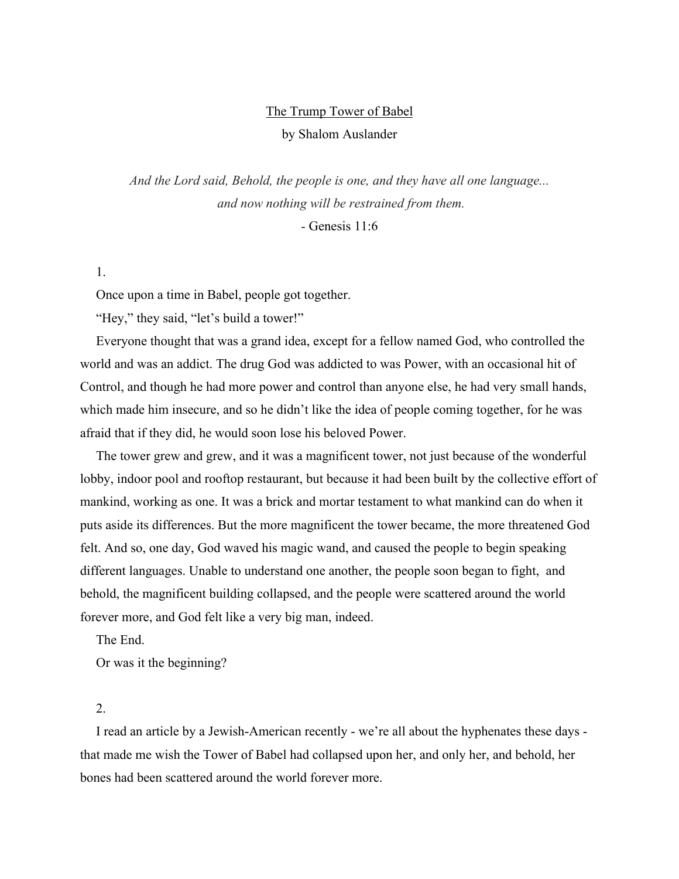# The Trump Tower of Babel

by Shalom Auslander

*And the Lord said, Behold, the people is one, and they have all one language...*
*and now nothing will be restrained from them.*

- Genesis 11:6

1.

Once upon a time in Babel, people got together.

"Hey," they said, "let's build a tower!"

Everyone thought that was a grand idea, except for a fellow named God, who controlled the world and was an addict. The drug God was addicted to was Power, with an occasional hit of Control, and though he had more power and control than anyone else, he had very small hands, which made him insecure, and so he didn't like the idea of people coming together, for he was afraid that if they did, he would soon lose his beloved Power.

The tower grew and grew, and it was a magnificent tower, not just because of the wonderful lobby, indoor pool and rooftop restaurant, but because it had been built by the collective effort of mankind, working as one. It was a brick and mortar testament to what mankind can do when it puts aside its differences. But the more magnificent the tower became, the more threatened God felt. And so, one day, God waved his magic wand, and caused the people to begin speaking different languages. Unable to understand one another, the people soon began to fight, and behold, the magnificent building collapsed, and the people were scattered around the world forever more, and God felt like a very big man, indeed.

The End.

Or was it the beginning?

2.

I read an article by a Jewish-American recently - we're all about the hyphenates these days - that made me wish the Tower of Babel had collapsed upon her, and only her, and behold, her bones had been scattered around the world forever more.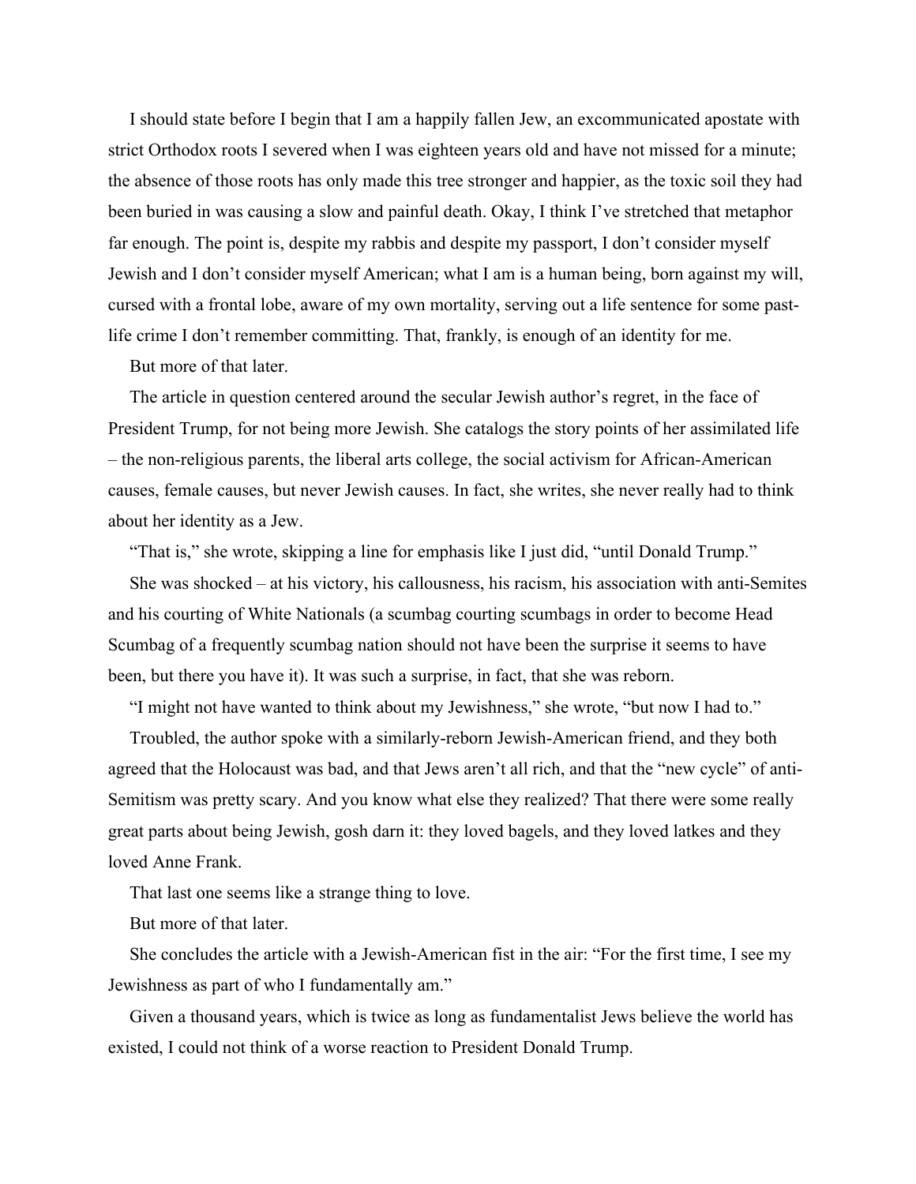I should state before I begin that I am a happily fallen Jew, an excommunicated apostate with strict Orthodox roots I severed when I was eighteen years old and have not missed for a minute; the absence of those roots has only made this tree stronger and happier, as the toxic soil they had been buried in was causing a slow and painful death. Okay, I think I've stretched that metaphor far enough. The point is, despite my rabbis and despite my passport, I don't consider myself Jewish and I don't consider myself American; what I am is a human being, born against my will, cursed with a frontal lobe, aware of my own mortality, serving out a life sentence for some past-life crime I don't remember committing. That, frankly, is enough of an identity for me.

But more of that later.

The article in question centered around the secular Jewish author's regret, in the face of President Trump, for not being more Jewish. She catalogs the story points of her assimilated life – the non-religious parents, the liberal arts college, the social activism for African-American causes, female causes, but never Jewish causes. In fact, she writes, she never really had to think about her identity as a Jew.

"That is," she wrote, skipping a line for emphasis like I just did, "until Donald Trump."

She was shocked – at his victory, his callousness, his racism, his association with anti-Semites and his courting of White Nationals (a scumbag courting scumbags in order to become Head Scumbag of a frequently scumbag nation should not have been the surprise it seems to have been, but there you have it). It was such a surprise, in fact, that she was reborn.

"I might not have wanted to think about my Jewishness," she wrote, "but now I had to."

Troubled, the author spoke with a similarly-reborn Jewish-American friend, and they both agreed that the Holocaust was bad, and that Jews aren't all rich, and that the "new cycle" of anti-Semitism was pretty scary. And you know what else they realized? That there were some really great parts about being Jewish, gosh darn it: they loved bagels, and they loved latkes and they loved Anne Frank.

That last one seems like a strange thing to love.

But more of that later.

She concludes the article with a Jewish-American fist in the air: "For the first time, I see my Jewishness as part of who I fundamentally am."

Given a thousand years, which is twice as long as fundamentalist Jews believe the world has existed, I could not think of a worse reaction to President Donald Trump.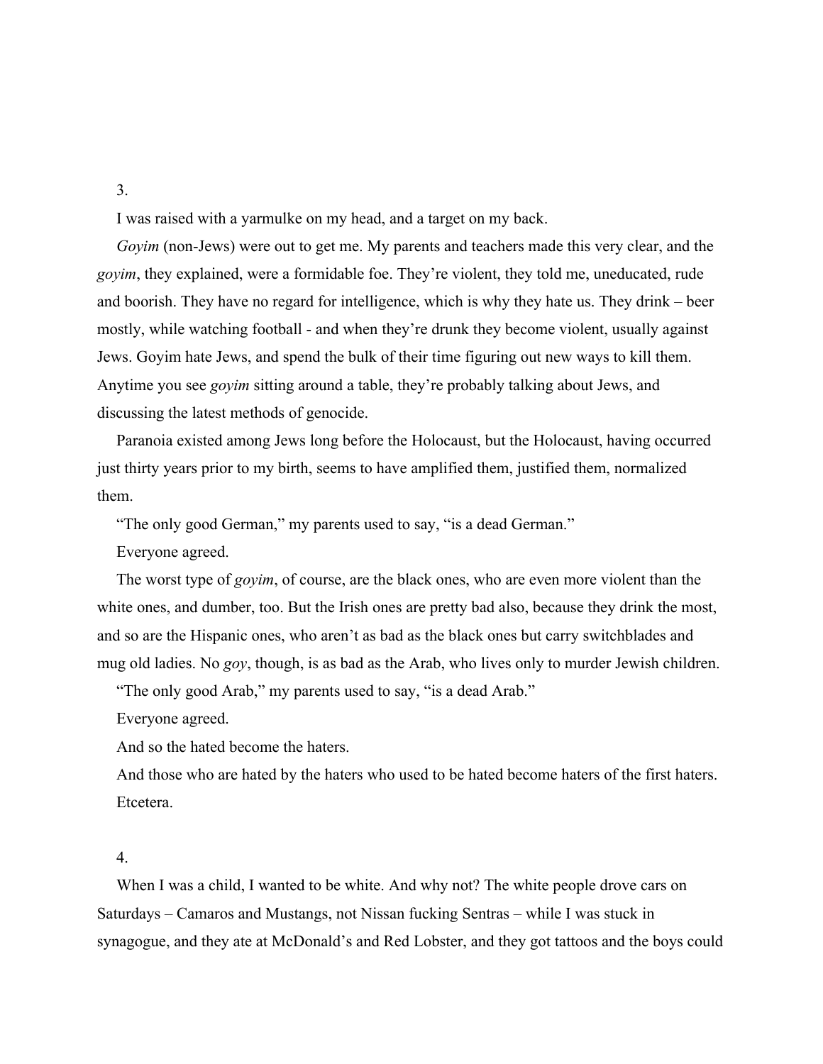3.

I was raised with a yarmulke on my head, and a target on my back.

*Goyim* (non-Jews) were out to get me. My parents and teachers made this very clear, and the *goyim*, they explained, were a formidable foe. They're violent, they told me, uneducated, rude and boorish. They have no regard for intelligence, which is why they hate us. They drink – beer mostly, while watching football - and when they're drunk they become violent, usually against Jews. Goyim hate Jews, and spend the bulk of their time figuring out new ways to kill them. Anytime you see *goyim* sitting around a table, they're probably talking about Jews, and discussing the latest methods of genocide.

Paranoia existed among Jews long before the Holocaust, but the Holocaust, having occurred just thirty years prior to my birth, seems to have amplified them, justified them, normalized them.

"The only good German," my parents used to say, "is a dead German."

Everyone agreed.

The worst type of *goyim*, of course, are the black ones, who are even more violent than the white ones, and dumber, too. But the Irish ones are pretty bad also, because they drink the most, and so are the Hispanic ones, who aren't as bad as the black ones but carry switchblades and mug old ladies. No *goy*, though, is as bad as the Arab, who lives only to murder Jewish children.

"The only good Arab," my parents used to say, "is a dead Arab."

Everyone agreed.

And so the hated become the haters.

And those who are hated by the haters who used to be hated become haters of the first haters.

Etcetera.

4.

When I was a child, I wanted to be white. And why not? The white people drove cars on Saturdays – Camaros and Mustangs, not Nissan fucking Sentras – while I was stuck in synagogue, and they ate at McDonald's and Red Lobster, and they got tattoos and the boys could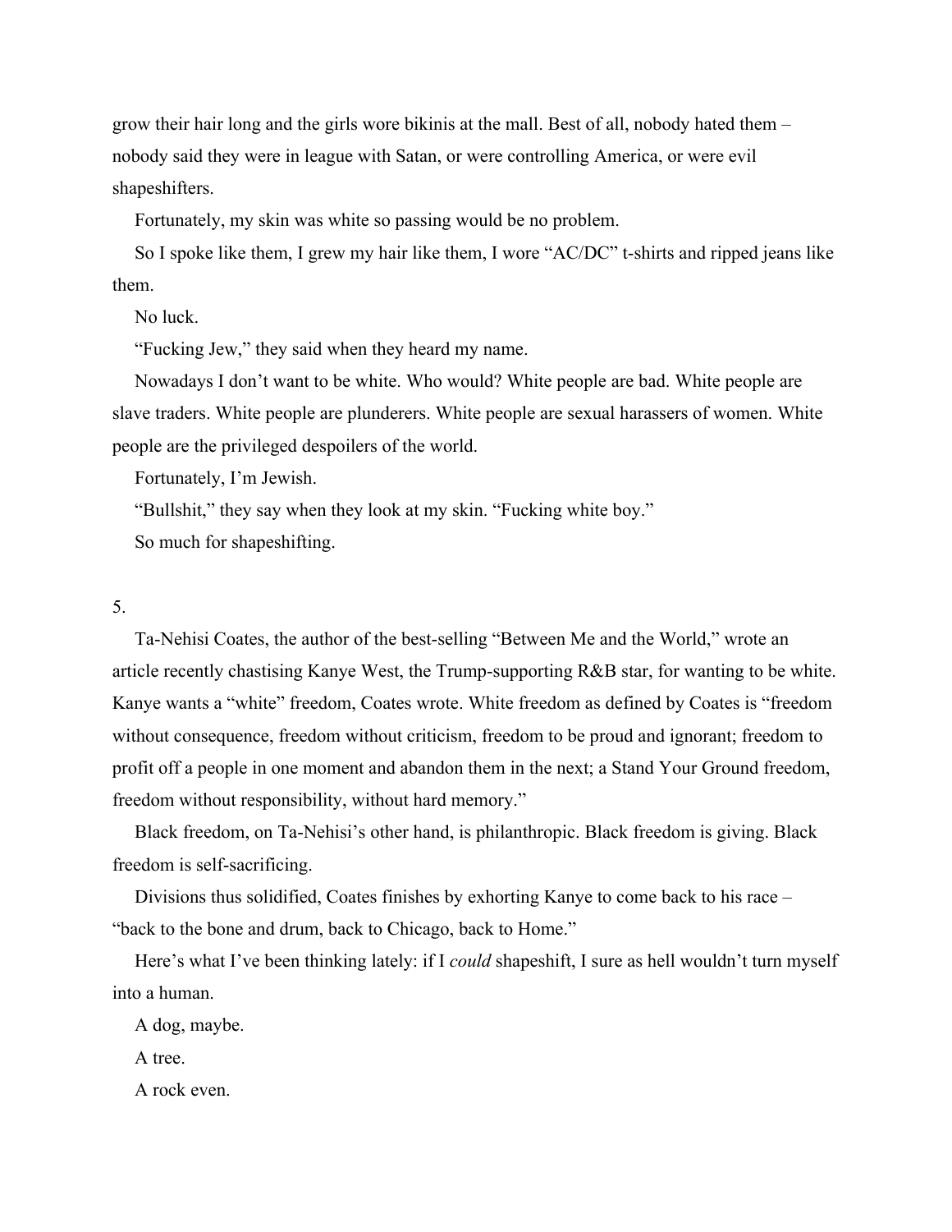grow their hair long and the girls wore bikinis at the mall. Best of all, nobody hated them – nobody said they were in league with Satan, or were controlling America, or were evil shapeshifters.

Fortunately, my skin was white so passing would be no problem.

So I spoke like them, I grew my hair like them, I wore "AC/DC" t-shirts and ripped jeans like them.

No luck.

"Fucking Jew," they said when they heard my name.

Nowadays I don't want to be white. Who would? White people are bad. White people are slave traders. White people are plunderers. White people are sexual harassers of women. White people are the privileged despoilers of the world.

Fortunately, I'm Jewish.

"Bullshit," they say when they look at my skin. "Fucking white boy."

So much for shapeshifting.

5.

Ta-Nehisi Coates, the author of the best-selling "Between Me and the World," wrote an article recently chastising Kanye West, the Trump-supporting R&B star, for wanting to be white. Kanye wants a "white" freedom, Coates wrote. White freedom as defined by Coates is "freedom without consequence, freedom without criticism, freedom to be proud and ignorant; freedom to profit off a people in one moment and abandon them in the next; a Stand Your Ground freedom, freedom without responsibility, without hard memory."

Black freedom, on Ta-Nehisi's other hand, is philanthropic. Black freedom is giving. Black freedom is self-sacrificing.

Divisions thus solidified, Coates finishes by exhorting Kanye to come back to his race – "back to the bone and drum, back to Chicago, back to Home."

Here's what I've been thinking lately: if I *could* shapeshift, I sure as hell wouldn't turn myself into a human.

A dog, maybe.

A tree.

A rock even.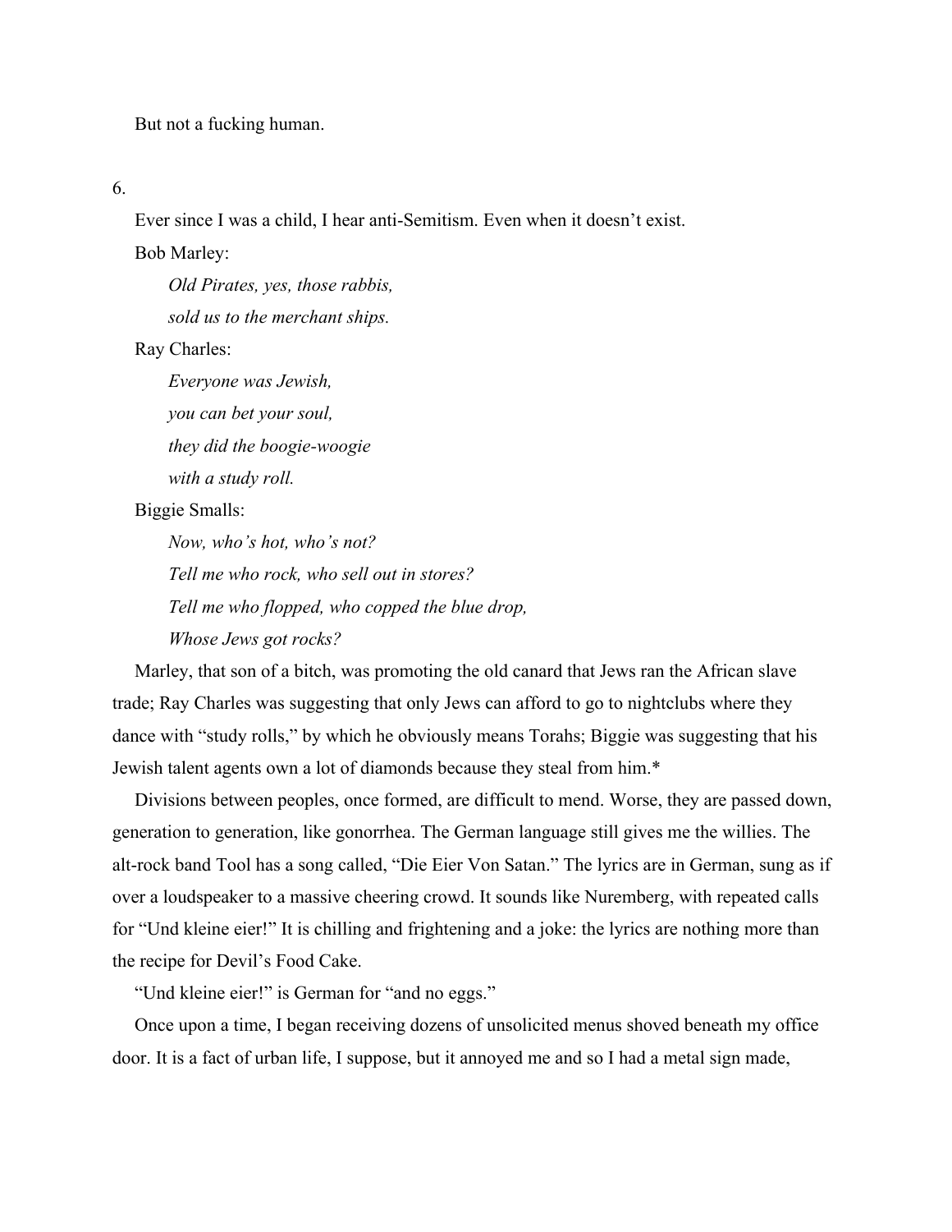But not a fucking human.

6.

Ever since I was a child, I hear anti-Semitism. Even when it doesn't exist.

Bob Marley:

*Old Pirates, yes, those rabbis,*
*sold us to the merchant ships.*

Ray Charles:

*Everyone was Jewish,*
*you can bet your soul,*
*they did the boogie-woogie*
*with a study roll.*

Biggie Smalls:

*Now, who's hot, who's not?*
*Tell me who rock, who sell out in stores?*
*Tell me who flopped, who copped the blue drop,*
*Whose Jews got rocks?*

Marley, that son of a bitch, was promoting the old canard that Jews ran the African slave trade; Ray Charles was suggesting that only Jews can afford to go to nightclubs where they dance with "study rolls," by which he obviously means Torahs; Biggie was suggesting that his Jewish talent agents own a lot of diamonds because they steal from him.*

Divisions between peoples, once formed, are difficult to mend. Worse, they are passed down, generation to generation, like gonorrhea. The German language still gives me the willies. The alt-rock band Tool has a song called, "Die Eier Von Satan." The lyrics are in German, sung as if over a loudspeaker to a massive cheering crowd. It sounds like Nuremberg, with repeated calls for "Und kleine eier!" It is chilling and frightening and a joke: the lyrics are nothing more than the recipe for Devil's Food Cake.

"Und kleine eier!" is German for "and no eggs."

Once upon a time, I began receiving dozens of unsolicited menus shoved beneath my office door. It is a fact of urban life, I suppose, but it annoyed me and so I had a metal sign made,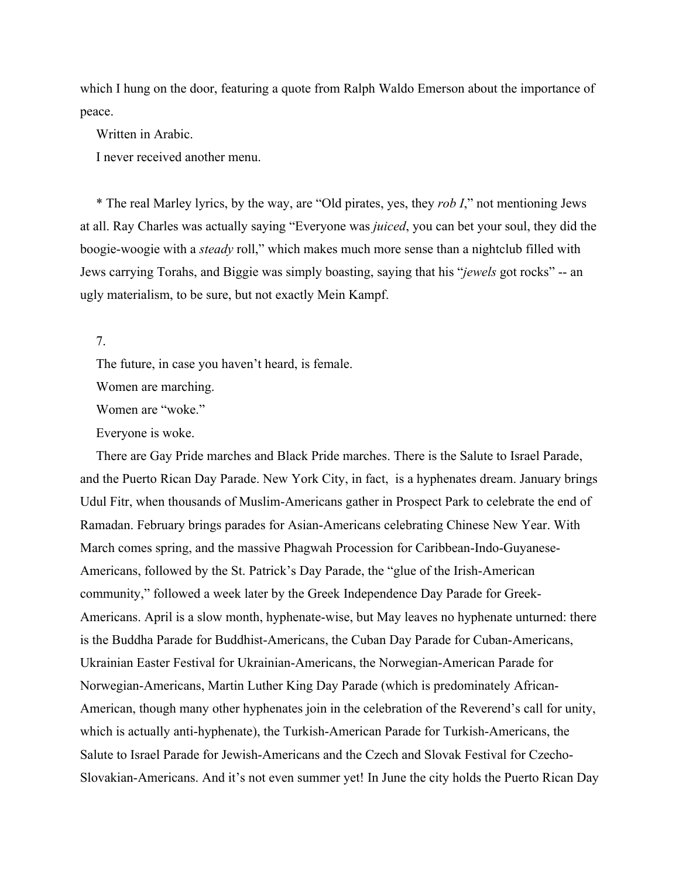which I hung on the door, featuring a quote from Ralph Waldo Emerson about the importance of peace.

Written in Arabic.

I never received another menu.

* The real Marley lyrics, by the way, are "Old pirates, yes, they *rob I*," not mentioning Jews at all. Ray Charles was actually saying "Everyone was *juiced*, you can bet your soul, they did the boogie-woogie with a *steady* roll," which makes much more sense than a nightclub filled with Jews carrying Torahs, and Biggie was simply boasting, saying that his "*jewels* got rocks" -- an ugly materialism, to be sure, but not exactly Mein Kampf.

7.

The future, in case you haven't heard, is female.

Women are marching.

Women are "woke."

Everyone is woke.

There are Gay Pride marches and Black Pride marches. There is the Salute to Israel Parade, and the Puerto Rican Day Parade. New York City, in fact, is a hyphenates dream. January brings Udul Fitr, when thousands of Muslim-Americans gather in Prospect Park to celebrate the end of Ramadan. February brings parades for Asian-Americans celebrating Chinese New Year. With March comes spring, and the massive Phagwah Procession for Caribbean-Indo-Guyanese-Americans, followed by the St. Patrick's Day Parade, the "glue of the Irish-American community," followed a week later by the Greek Independence Day Parade for Greek-Americans. April is a slow month, hyphenate-wise, but May leaves no hyphenate unturned: there is the Buddha Parade for Buddhist-Americans, the Cuban Day Parade for Cuban-Americans, Ukrainian Easter Festival for Ukrainian-Americans, the Norwegian-American Parade for Norwegian-Americans, Martin Luther King Day Parade (which is predominately African-American, though many other hyphenates join in the celebration of the Reverend's call for unity, which is actually anti-hyphenate), the Turkish-American Parade for Turkish-Americans, the Salute to Israel Parade for Jewish-Americans and the Czech and Slovak Festival for Czecho-Slovakian-Americans. And it's not even summer yet! In June the city holds the Puerto Rican Day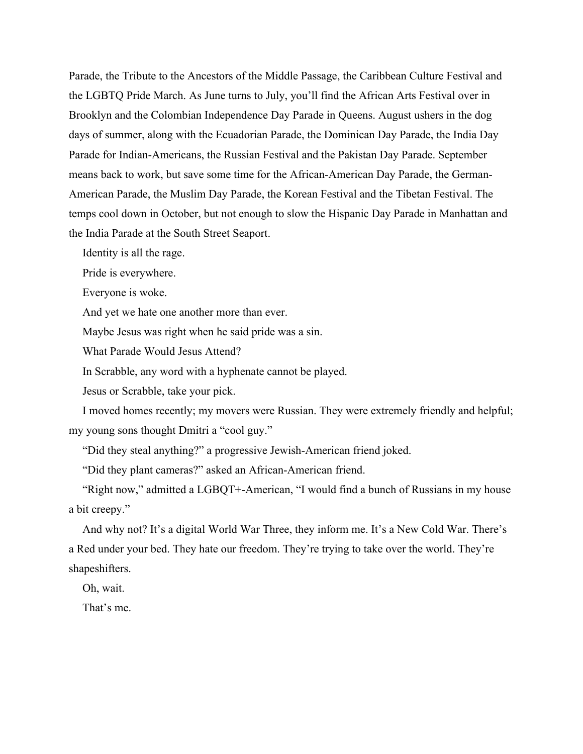Parade, the Tribute to the Ancestors of the Middle Passage, the Caribbean Culture Festival and the LGBTQ Pride March. As June turns to July, you'll find the African Arts Festival over in Brooklyn and the Colombian Independence Day Parade in Queens. August ushers in the dog days of summer, along with the Ecuadorian Parade, the Dominican Day Parade, the India Day Parade for Indian-Americans, the Russian Festival and the Pakistan Day Parade. September means back to work, but save some time for the African-American Day Parade, the German-American Parade, the Muslim Day Parade, the Korean Festival and the Tibetan Festival. The temps cool down in October, but not enough to slow the Hispanic Day Parade in Manhattan and the India Parade at the South Street Seaport.

Identity is all the rage.

Pride is everywhere.

Everyone is woke.

And yet we hate one another more than ever.

Maybe Jesus was right when he said pride was a sin.

What Parade Would Jesus Attend?

In Scrabble, any word with a hyphenate cannot be played.

Jesus or Scrabble, take your pick.

I moved homes recently; my movers were Russian. They were extremely friendly and helpful; my young sons thought Dmitri a "cool guy."

"Did they steal anything?" a progressive Jewish-American friend joked.

"Did they plant cameras?" asked an African-American friend.

"Right now," admitted a LGBQT+-American, "I would find a bunch of Russians in my house a bit creepy."

And why not? It's a digital World War Three, they inform me. It's a New Cold War. There's a Red under your bed. They hate our freedom. They're trying to take over the world. They're shapeshifters.

Oh, wait.

That's me.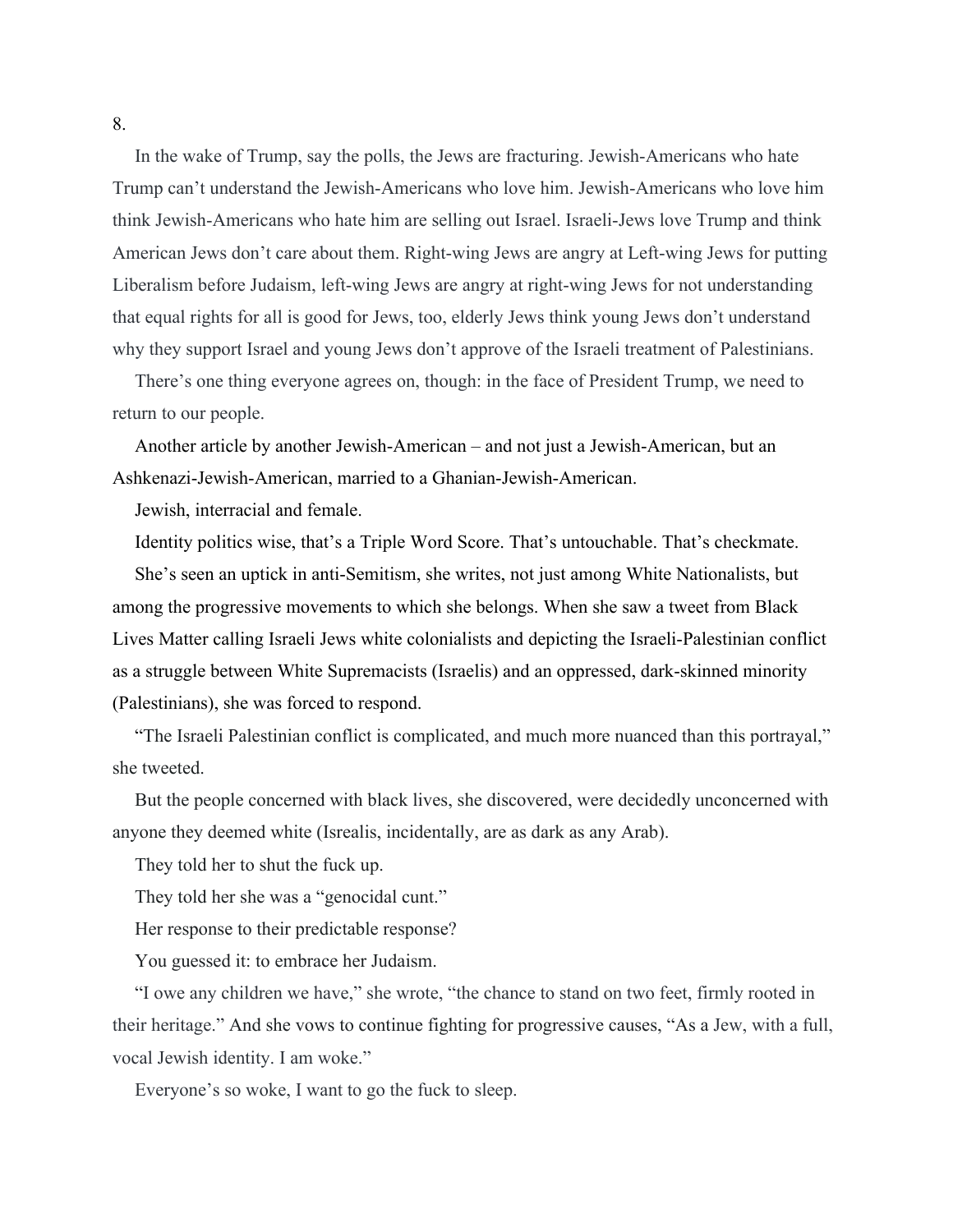8.

In the wake of Trump, say the polls, the Jews are fracturing. Jewish-Americans who hate Trump can't understand the Jewish-Americans who love him. Jewish-Americans who love him think Jewish-Americans who hate him are selling out Israel. Israeli-Jews love Trump and think American Jews don't care about them. Right-wing Jews are angry at Left-wing Jews for putting Liberalism before Judaism, left-wing Jews are angry at right-wing Jews for not understanding that equal rights for all is good for Jews, too, elderly Jews think young Jews don't understand why they support Israel and young Jews don't approve of the Israeli treatment of Palestinians.

There's one thing everyone agrees on, though: in the face of President Trump, we need to return to our people.

Another article by another Jewish-American – and not just a Jewish-American, but an Ashkenazi-Jewish-American, married to a Ghanian-Jewish-American.

Jewish, interracial and female.

Identity politics wise, that's a Triple Word Score. That's untouchable. That's checkmate.

She's seen an uptick in anti-Semitism, she writes, not just among White Nationalists, but among the progressive movements to which she belongs. When she saw a tweet from Black Lives Matter calling Israeli Jews white colonialists and depicting the Israeli-Palestinian conflict as a struggle between White Supremacists (Israelis) and an oppressed, dark-skinned minority (Palestinians), she was forced to respond.

"The Israeli Palestinian conflict is complicated, and much more nuanced than this portrayal," she tweeted.

But the people concerned with black lives, she discovered, were decidedly unconcerned with anyone they deemed white (Isrealis, incidentally, are as dark as any Arab).

They told her to shut the fuck up.

They told her she was a "genocidal cunt."

Her response to their predictable response?

You guessed it: to embrace her Judaism.

"I owe any children we have," she wrote, "the chance to stand on two feet, firmly rooted in their heritage." And she vows to continue fighting for progressive causes, "As a Jew, with a full, vocal Jewish identity. I am woke."

Everyone's so woke, I want to go the fuck to sleep.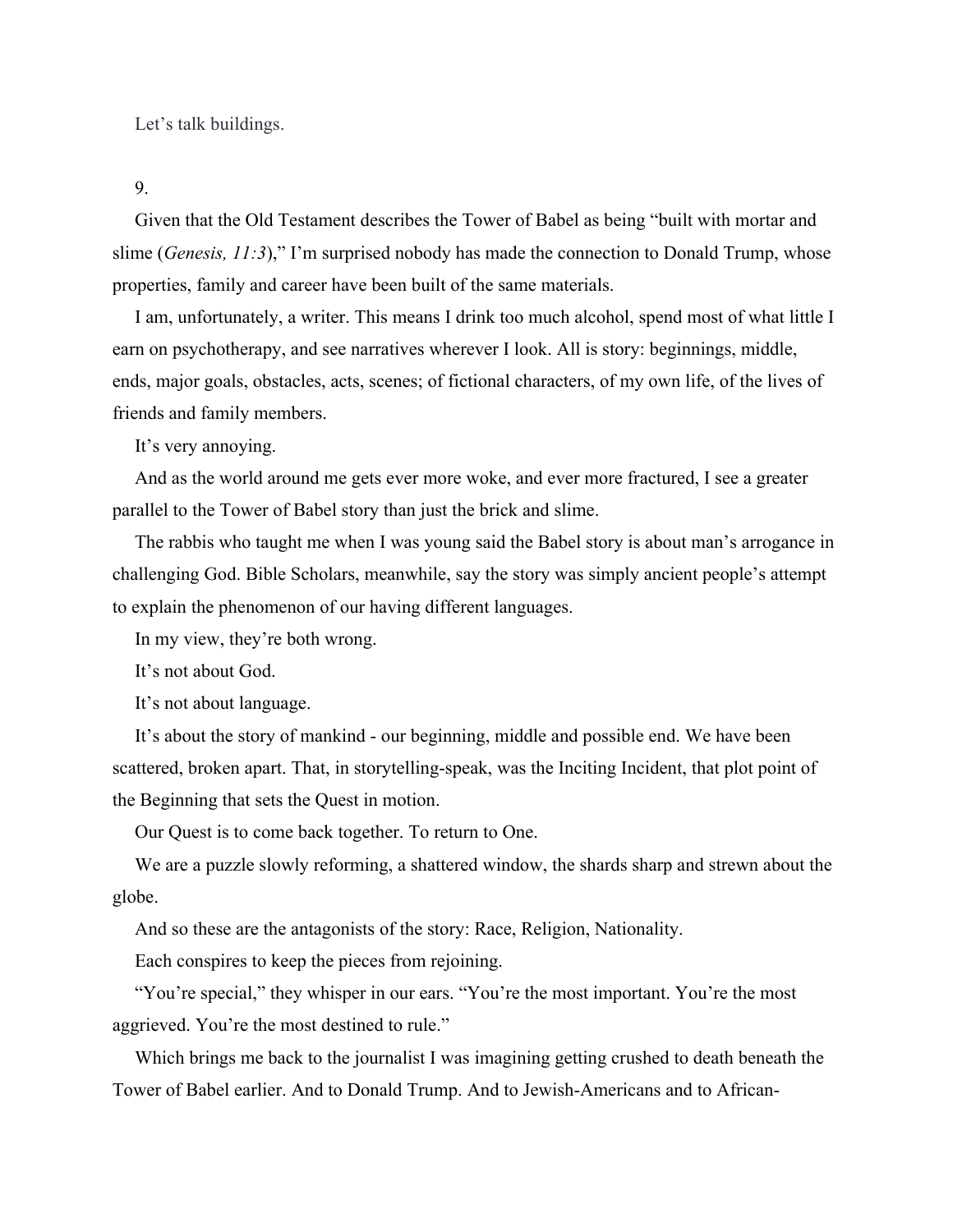Let's talk buildings.

9.

Given that the Old Testament describes the Tower of Babel as being "built with mortar and slime (*Genesis, 11:3*)," I'm surprised nobody has made the connection to Donald Trump, whose properties, family and career have been built of the same materials.

I am, unfortunately, a writer. This means I drink too much alcohol, spend most of what little I earn on psychotherapy, and see narratives wherever I look. All is story: beginnings, middle, ends, major goals, obstacles, acts, scenes; of fictional characters, of my own life, of the lives of friends and family members.

It's very annoying.

And as the world around me gets ever more woke, and ever more fractured, I see a greater parallel to the Tower of Babel story than just the brick and slime.

The rabbis who taught me when I was young said the Babel story is about man's arrogance in challenging God. Bible Scholars, meanwhile, say the story was simply ancient people's attempt to explain the phenomenon of our having different languages.

In my view, they're both wrong.

It's not about God.

It's not about language.

It's about the story of mankind - our beginning, middle and possible end. We have been scattered, broken apart. That, in storytelling-speak, was the Inciting Incident, that plot point of the Beginning that sets the Quest in motion.

Our Quest is to come back together. To return to One.

We are a puzzle slowly reforming, a shattered window, the shards sharp and strewn about the globe.

And so these are the antagonists of the story: Race, Religion, Nationality.

Each conspires to keep the pieces from rejoining.

"You're special," they whisper in our ears. "You're the most important. You're the most aggrieved. You're the most destined to rule."

Which brings me back to the journalist I was imagining getting crushed to death beneath the Tower of Babel earlier. And to Donald Trump. And to Jewish-Americans and to African-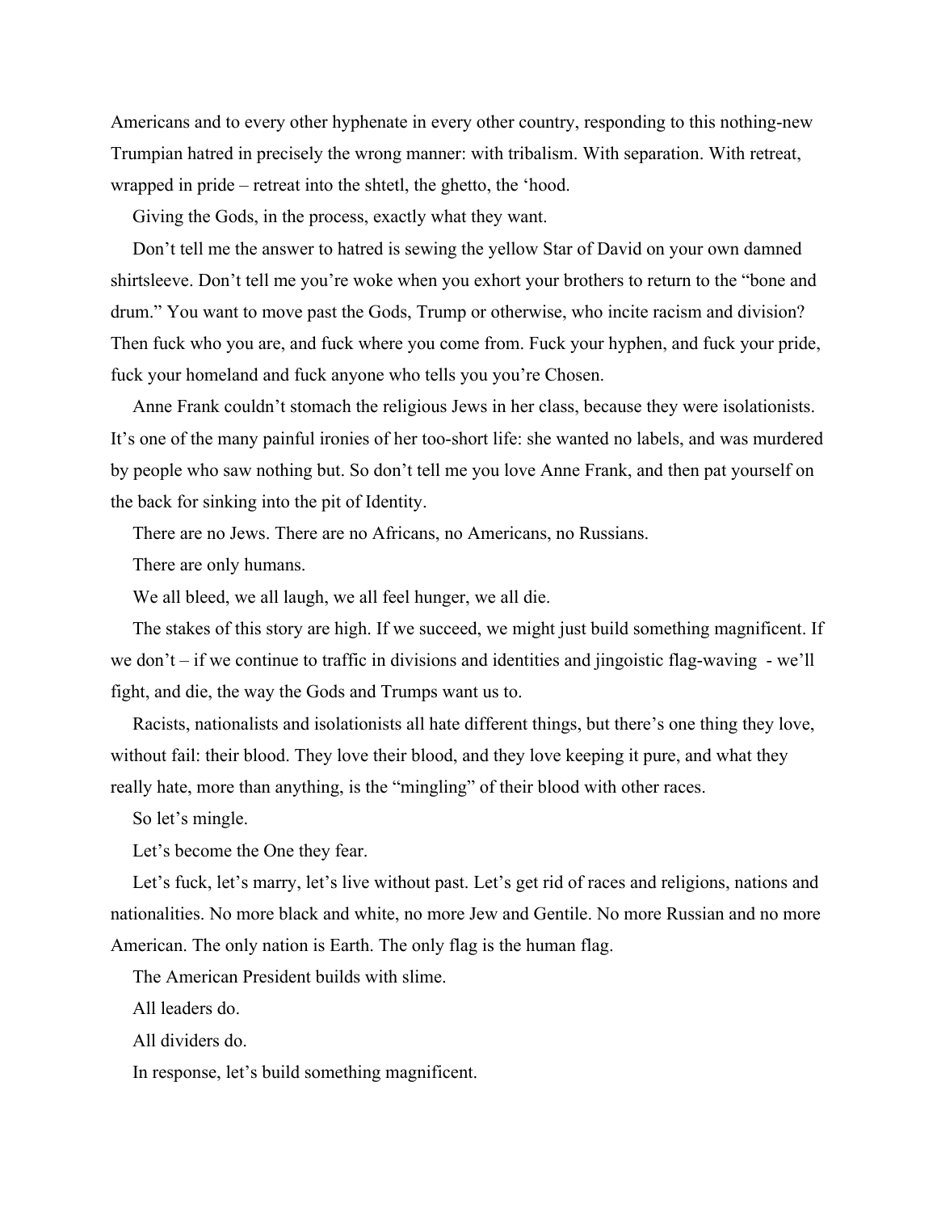Americans and to every other hyphenate in every other country, responding to this nothing-new Trumpian hatred in precisely the wrong manner: with tribalism. With separation. With retreat, wrapped in pride – retreat into the shtetl, the ghetto, the 'hood.

Giving the Gods, in the process, exactly what they want.

Don't tell me the answer to hatred is sewing the yellow Star of David on your own damned shirtsleeve. Don't tell me you're woke when you exhort your brothers to return to the "bone and drum." You want to move past the Gods, Trump or otherwise, who incite racism and division? Then fuck who you are, and fuck where you come from. Fuck your hyphen, and fuck your pride, fuck your homeland and fuck anyone who tells you you're Chosen.

Anne Frank couldn't stomach the religious Jews in her class, because they were isolationists. It's one of the many painful ironies of her too-short life: she wanted no labels, and was murdered by people who saw nothing but. So don't tell me you love Anne Frank, and then pat yourself on the back for sinking into the pit of Identity.

There are no Jews. There are no Africans, no Americans, no Russians.

There are only humans.

We all bleed, we all laugh, we all feel hunger, we all die.

The stakes of this story are high. If we succeed, we might just build something magnificent. If we don't – if we continue to traffic in divisions and identities and jingoistic flag-waving - we'll fight, and die, the way the Gods and Trumps want us to.

Racists, nationalists and isolationists all hate different things, but there's one thing they love, without fail: their blood. They love their blood, and they love keeping it pure, and what they really hate, more than anything, is the "mingling" of their blood with other races.

So let's mingle.

Let's become the One they fear.

Let's fuck, let's marry, let's live without past. Let's get rid of races and religions, nations and nationalities. No more black and white, no more Jew and Gentile. No more Russian and no more American. The only nation is Earth. The only flag is the human flag.

The American President builds with slime.

All leaders do.

All dividers do.

In response, let's build something magnificent.